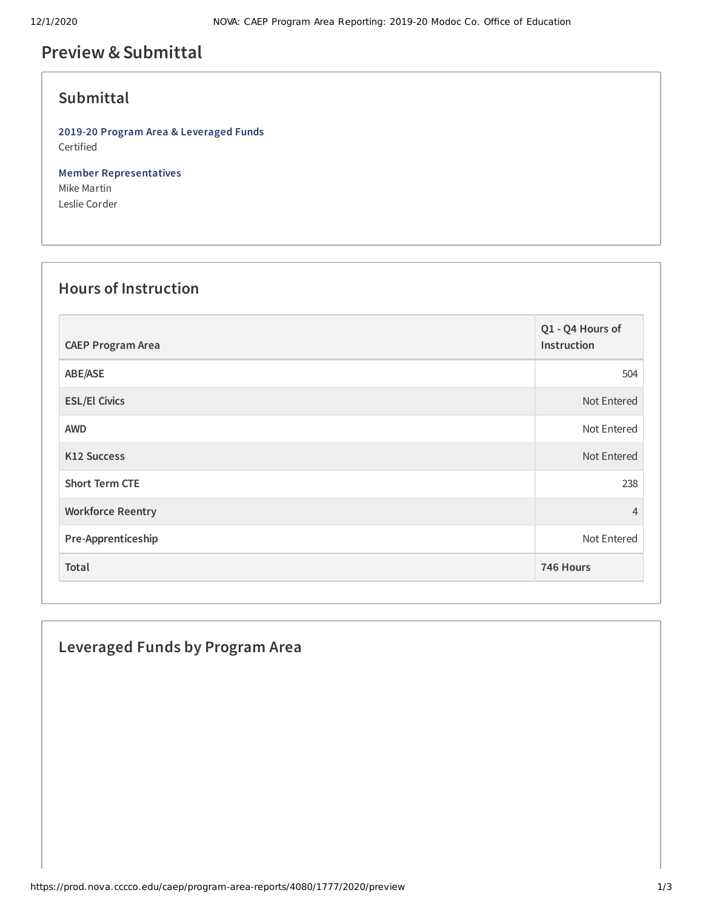# Preview & Submittal

## Submittal

**2019-20 Program Area & Leveraged Funds**
Certified

**Member Representatives**
Mike Martin
Leslie Corder

## Hours of Instruction

| CAEP Program Area | Q1 - Q4 Hours of Instruction |
|---|---|
| ABE/ASE | 504 |
| ESL/El Civics | Not Entered |
| AWD | Not Entered |
| K12 Success | Not Entered |
| Short Term CTE | 238 |
| Workforce Reentry | 4 |
| Pre-Apprenticeship | Not Entered |
| **Total** | **746 Hours** |

## Leveraged Funds by Program Area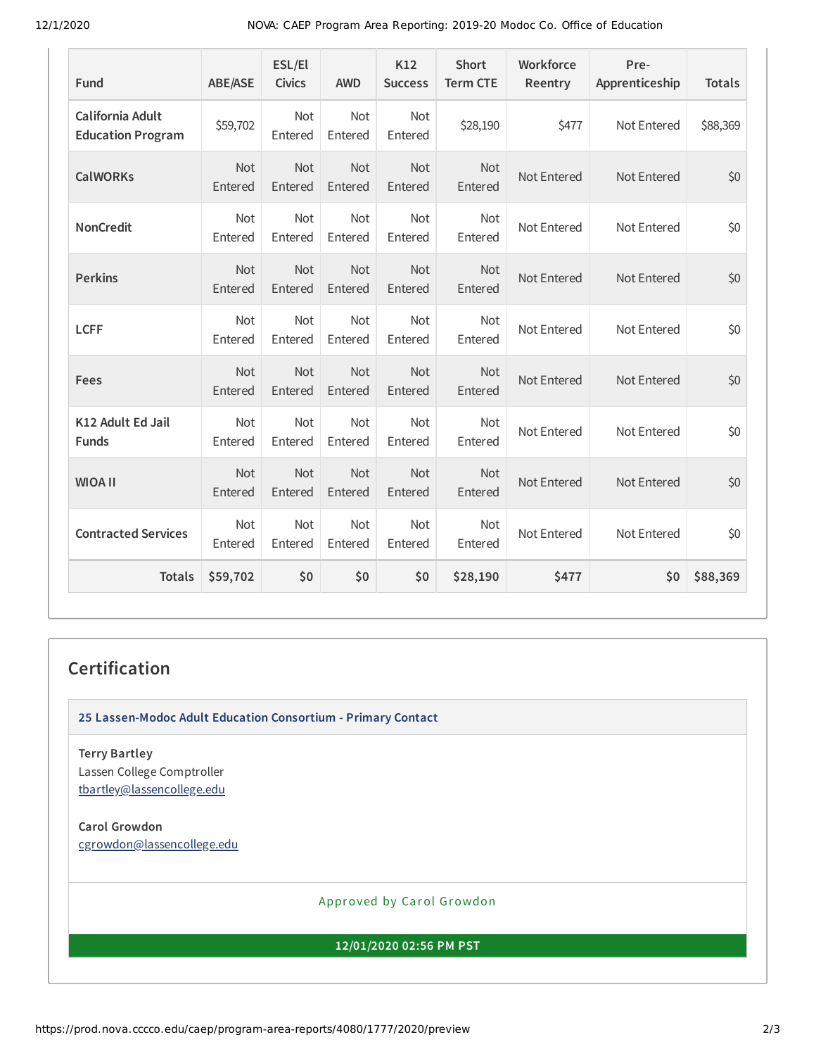| Fund | ABE/ASE | ESL/El Civics | AWD | K12 Success | Short Term CTE | Workforce Reentry | Pre-Apprenticeship | Totals |
|---|---|---|---|---|---|---|---|---|
| California Adult Education Program | $59,702 | Not Entered | Not Entered | Not Entered | $28,190 | $477 | Not Entered | $88,369 |
| CalWORKs | Not Entered | Not Entered | Not Entered | Not Entered | Not Entered | Not Entered | Not Entered | $0 |
| NonCredit | Not Entered | Not Entered | Not Entered | Not Entered | Not Entered | Not Entered | Not Entered | $0 |
| Perkins | Not Entered | Not Entered | Not Entered | Not Entered | Not Entered | Not Entered | Not Entered | $0 |
| LCFF | Not Entered | Not Entered | Not Entered | Not Entered | Not Entered | Not Entered | Not Entered | $0 |
| Fees | Not Entered | Not Entered | Not Entered | Not Entered | Not Entered | Not Entered | Not Entered | $0 |
| K12 Adult Ed Jail Funds | Not Entered | Not Entered | Not Entered | Not Entered | Not Entered | Not Entered | Not Entered | $0 |
| WIOA II | Not Entered | Not Entered | Not Entered | Not Entered | Not Entered | Not Entered | Not Entered | $0 |
| Contracted Services | Not Entered | Not Entered | Not Entered | Not Entered | Not Entered | Not Entered | Not Entered | $0 |
| **Totals** | **$59,702** | **$0** | **$0** | **$0** | **$28,190** | **$477** | **$0** | **$88,369** |

## Certification

**25 Lassen-Modoc Adult Education Consortium - Primary Contact**

**Terry Bartley**
Lassen College Comptroller
tbartley@lassencollege.edu

**Carol Growdon**
cgrowdon@lassencollege.edu

Approved by Carol Growdon

**12/01/2020 02:56 PM PST**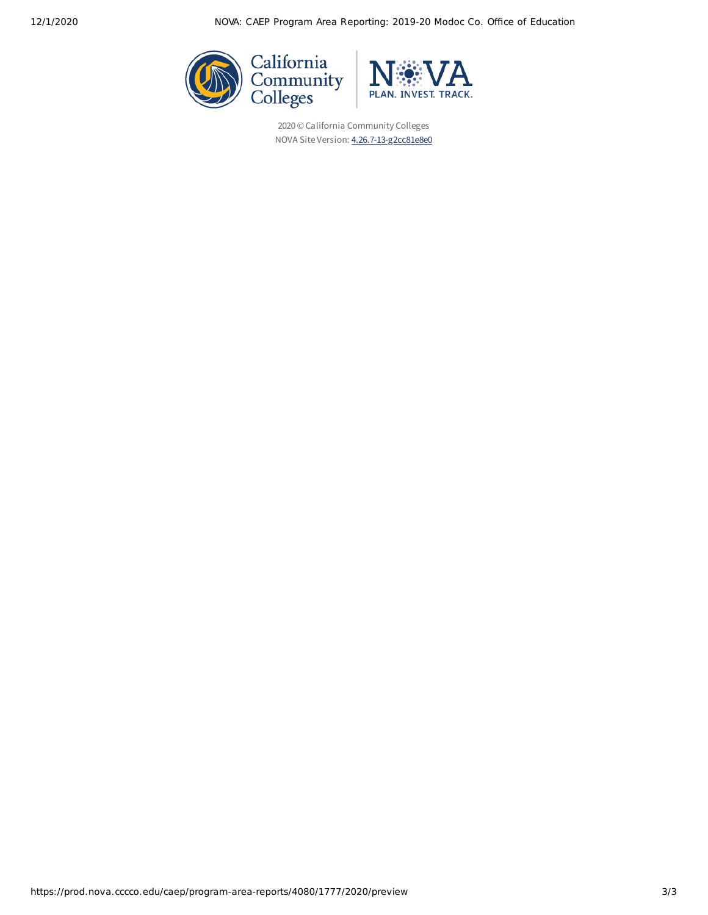California Community Colleges | NOVA PLAN. INVEST. TRACK.

2020 © California Community Colleges

NOVA Site Version: 4.26.7-13-g2cc81e8e0